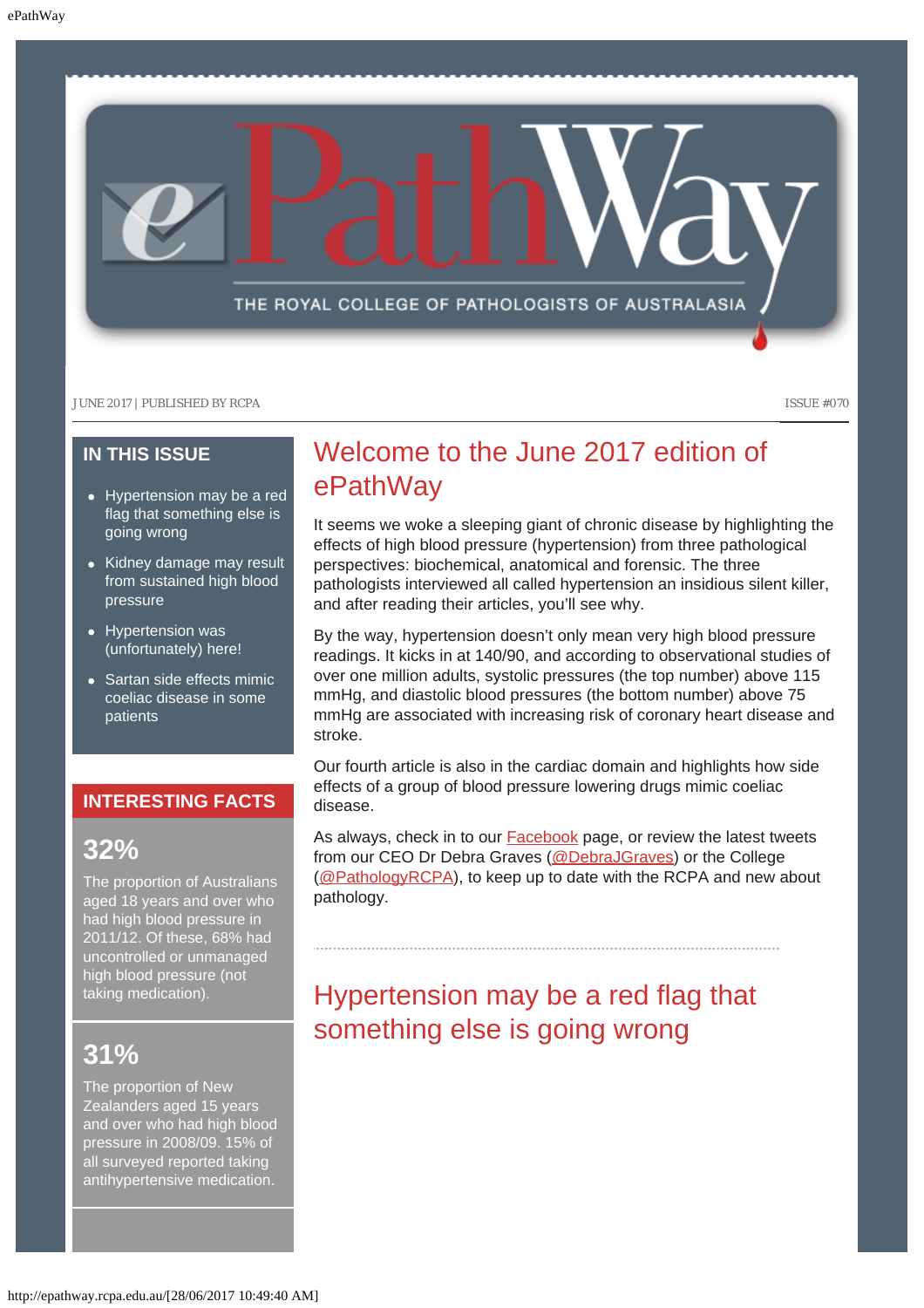# ePathWay

THE ROYAL COLLEGE OF PATHOLOGISTS OF AUSTRALASIA

JUNE 2017 | PUBLISHED BY RCPA

ISSUE #070

## IN THIS ISSUE

- Hypertension may be a red flag that something else is going wrong
- Kidney damage may result from sustained high blood pressure
- Hypertension was (unfortunately) here!
- Sartan side effects mimic coeliac disease in some patients

## INTERESTING FACTS

**32%**

The proportion of Australians aged 18 years and over who had high blood pressure in 2011/12. Of these, 68% had uncontrolled or unmanaged high blood pressure (not taking medication).

**31%**

The proportion of New Zealanders aged 15 years and over who had high blood pressure in 2008/09. 15% of all surveyed reported taking antihypertensive medication.

## Welcome to the June 2017 edition of ePathWay

It seems we woke a sleeping giant of chronic disease by highlighting the effects of high blood pressure (hypertension) from three pathological perspectives: biochemical, anatomical and forensic. The three pathologists interviewed all called hypertension an insidious silent killer, and after reading their articles, you'll see why.

By the way, hypertension doesn't only mean very high blood pressure readings. It kicks in at 140/90, and according to observational studies of over one million adults, systolic pressures (the top number) above 115 mmHg, and diastolic blood pressures (the bottom number) above 75 mmHg are associated with increasing risk of coronary heart disease and stroke.

Our fourth article is also in the cardiac domain and highlights how side effects of a group of blood pressure lowering drugs mimic coeliac disease.

As always, check in to our Facebook page, or review the latest tweets from our CEO Dr Debra Graves (@DebraJGraves) or the College (@PathologyRCPA), to keep up to date with the RCPA and new about pathology.

## Hypertension may be a red flag that something else is going wrong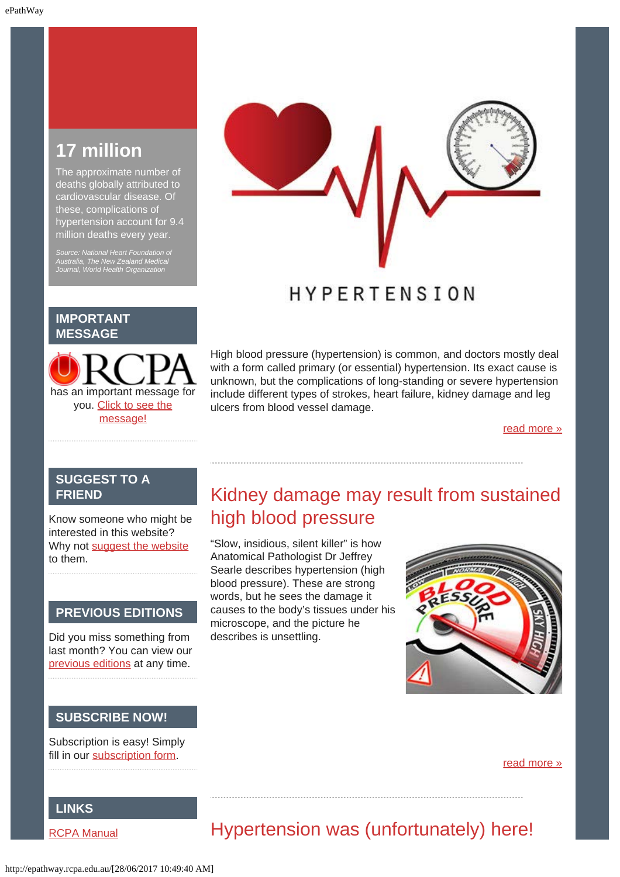## 17 million

The approximate number of deaths globally attributed to cardiovascular disease. Of these, complications of hypertension account for 9.4 million deaths every year.

*Source: National Heart Foundation of Australia, The New Zealand Medical Journal, World Health Organization*

## IMPORTANT MESSAGE

RCPA has an important message for you. Click to see the message!

## SUGGEST TO A FRIEND

Know someone who might be interested in this website? Why not suggest the website to them.

## PREVIOUS EDITIONS

Did you miss something from last month? You can view our previous editions at any time.

## SUBSCRIBE NOW!

Subscription is easy! Simply fill in our subscription form.

## LINKS

RCPA Manual

HYPERTENSION

High blood pressure (hypertension) is common, and doctors mostly deal with a form called primary (or essential) hypertension. Its exact cause is unknown, but the complications of long-standing or severe hypertension include different types of strokes, heart failure, kidney damage and leg ulcers from blood vessel damage.

read more »

## Kidney damage may result from sustained high blood pressure

“Slow, insidious, silent killer” is how Anatomical Pathologist Dr Jeffrey Searle describes hypertension (high blood pressure). These are strong words, but he sees the damage it causes to the body’s tissues under his microscope, and the picture he describes is unsettling.

read more »

## Hypertension was (unfortunately) here!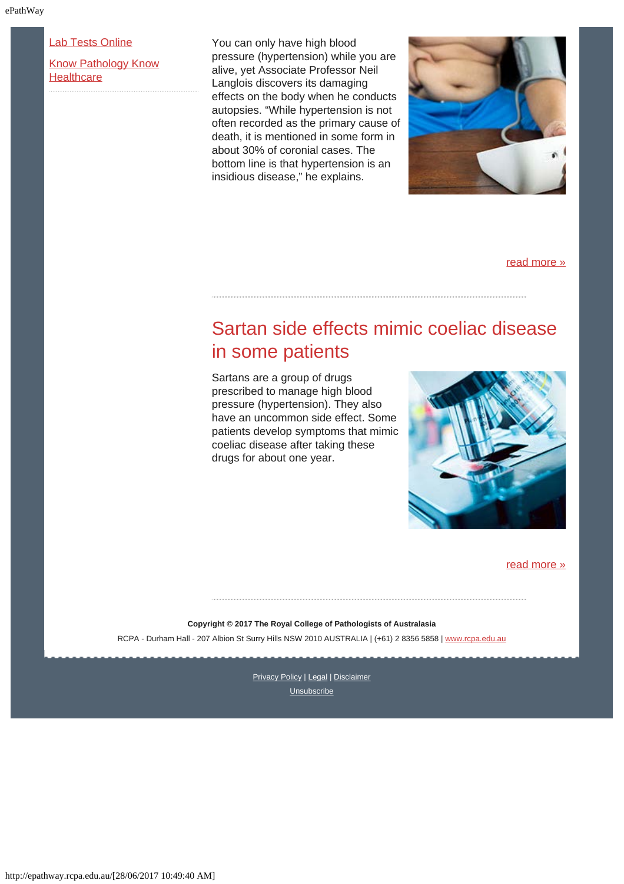[Lab Tests Online](#)

[Know Pathology Know Healthcare](#)

You can only have high blood pressure (hypertension) while you are alive, yet Associate Professor Neil Langlois discovers its damaging effects on the body when he conducts autopsies. "While hypertension is not often recorded as the primary cause of death, it is mentioned in some form in about 30% of coronial cases. The bottom line is that hypertension is an insidious disease," he explains.

[read more »](#)

## Sartan side effects mimic coeliac disease in some patients

Sartans are a group of drugs prescribed to manage high blood pressure (hypertension). They also have an uncommon side effect. Some patients develop symptoms that mimic coeliac disease after taking these drugs for about one year.

[read more »](#)

**Copyright © 2017 The Royal College of Pathologists of Australasia**

RCPA - Durham Hall - 207 Albion St Surry Hills NSW 2010 AUSTRALIA | (+61) 2 8356 5858 | [www.rcpa.edu.au](http://www.rcpa.edu.au)

[Privacy Policy](#) | [Legal](#) | [Disclaimer](#)

[Unsubscribe](#)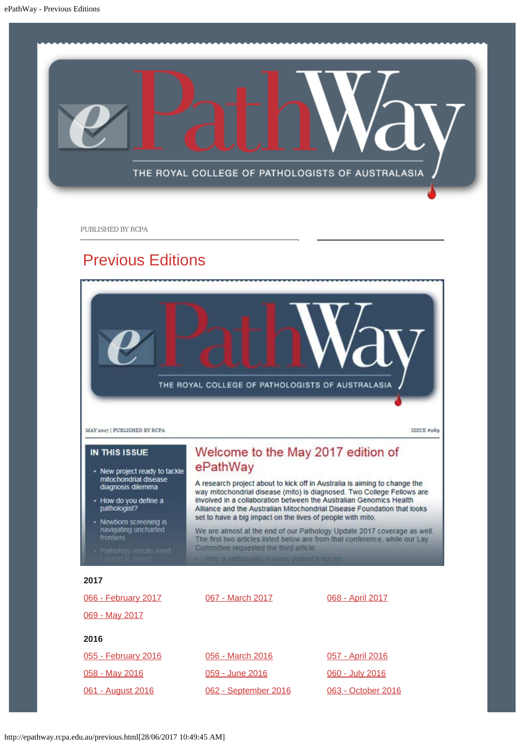PUBLISHED BY RCPA

# Previous Editions

MAY 2017 | PUBLISHED BY RCPA

ISSUE #069

**IN THIS ISSUE**

- New project ready to tackle mitochondrial disease diagnosis dilemma
- How do you define a pathologist?
- Newborn screening is navigating uncharted frontiers
- Pathology results need context to detect

## Welcome to the May 2017 edition of ePathWay

A research project about to kick off in Australia is aiming to change the way mitochondrial disease (mito) is diagnosed. Two College Fellows are involved in a collaboration between the Australian Genomics Health Alliance and the Australian Mitochondrial Disease Foundation that looks set to have a big impact on the lives of people with mito.

We are almost at the end of our Pathology Update 2017 coverage as well. The first two articles listed below are from that conference, while our Lay Committee requested the third article:

- Why a pathologist is every patient's doctor

### 2017

066 - February 2017
067 - March 2017
068 - April 2017
069 - May 2017

### 2016

055 - February 2016
056 - March 2016
057 - April 2016
058 - May 2016
059 - June 2016
060 - July 2016
061 - August 2016
062 - September 2016
063 - October 2016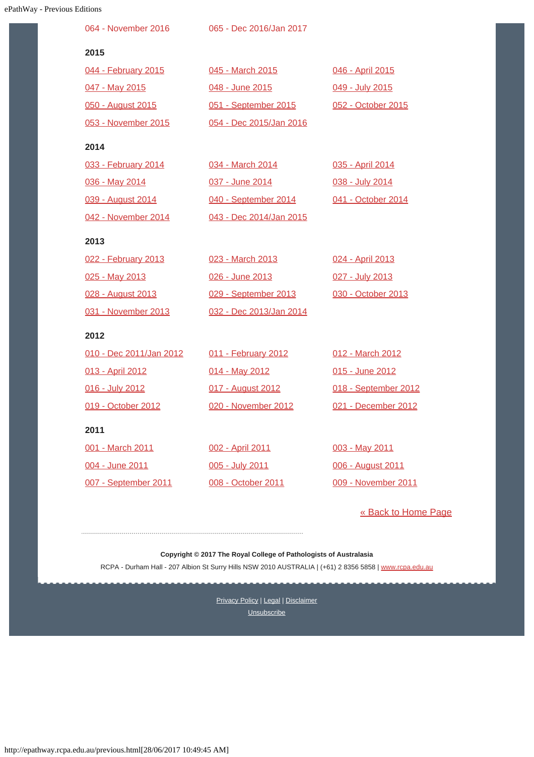064 - November 2016 065 - Dec 2016/Jan 2017

## 2015

044 - February 2015 045 - March 2015 046 - April 2015

047 - May 2015 048 - June 2015 049 - July 2015

050 - August 2015 051 - September 2015 052 - October 2015

053 - November 2015 054 - Dec 2015/Jan 2016

## 2014

033 - February 2014 034 - March 2014 035 - April 2014

036 - May 2014 037 - June 2014 038 - July 2014

039 - August 2014 040 - September 2014 041 - October 2014

042 - November 2014 043 - Dec 2014/Jan 2015

## 2013

022 - February 2013 023 - March 2013 024 - April 2013

025 - May 2013 026 - June 2013 027 - July 2013

028 - August 2013 029 - September 2013 030 - October 2013

031 - November 2013 032 - Dec 2013/Jan 2014

## 2012

010 - Dec 2011/Jan 2012 011 - February 2012 012 - March 2012

013 - April 2012 014 - May 2012 015 - June 2012

016 - July 2012 017 - August 2012 018 - September 2012

019 - October 2012 020 - November 2012 021 - December 2012

## 2011

001 - March 2011 002 - April 2011 003 - May 2011

004 - June 2011 005 - July 2011 006 - August 2011

007 - September 2011 008 - October 2011 009 - November 2011

« Back to Home Page

**Copyright © 2017 The Royal College of Pathologists of Australasia**

RCPA - Durham Hall - 207 Albion St Surry Hills NSW 2010 AUSTRALIA | (+61) 2 8356 5858 | www.rcpa.edu.au

Privacy Policy | Legal | Disclaimer

Unsubscribe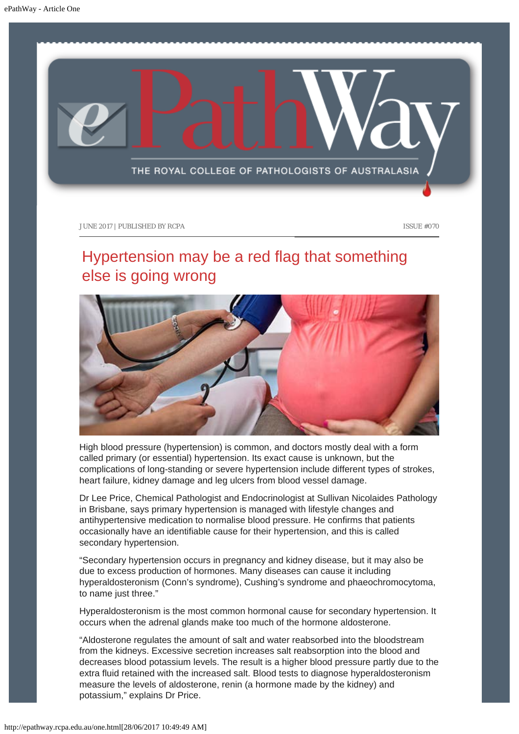JUNE 2017 | PUBLISHED BY RCPA ISSUE #070

# Hypertension may be a red flag that something else is going wrong

High blood pressure (hypertension) is common, and doctors mostly deal with a form called primary (or essential) hypertension. Its exact cause is unknown, but the complications of long-standing or severe hypertension include different types of strokes, heart failure, kidney damage and leg ulcers from blood vessel damage.

Dr Lee Price, Chemical Pathologist and Endocrinologist at Sullivan Nicolaides Pathology in Brisbane, says primary hypertension is managed with lifestyle changes and antihypertensive medication to normalise blood pressure. He confirms that patients occasionally have an identifiable cause for their hypertension, and this is called secondary hypertension.

"Secondary hypertension occurs in pregnancy and kidney disease, but it may also be due to excess production of hormones. Many diseases can cause it including hyperaldosteronism (Conn's syndrome), Cushing's syndrome and phaeochromocytoma, to name just three."

Hyperaldosteronism is the most common hormonal cause for secondary hypertension. It occurs when the adrenal glands make too much of the hormone aldosterone.

"Aldosterone regulates the amount of salt and water reabsorbed into the bloodstream from the kidneys. Excessive secretion increases salt reabsorption into the blood and decreases blood potassium levels. The result is a higher blood pressure partly due to the extra fluid retained with the increased salt. Blood tests to diagnose hyperaldosteronism measure the levels of aldosterone, renin (a hormone made by the kidney) and potassium," explains Dr Price.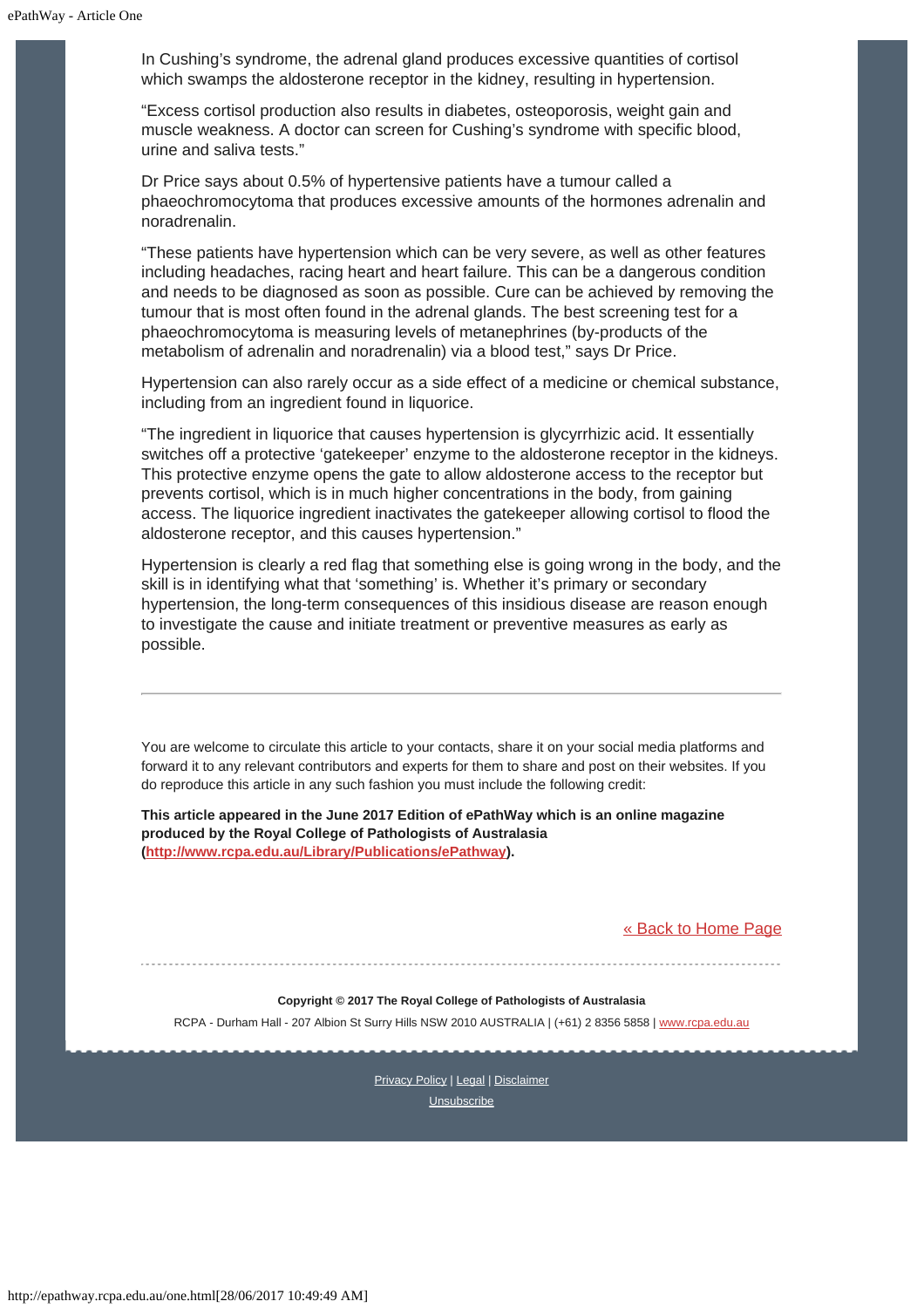In Cushing's syndrome, the adrenal gland produces excessive quantities of cortisol which swamps the aldosterone receptor in the kidney, resulting in hypertension.

"Excess cortisol production also results in diabetes, osteoporosis, weight gain and muscle weakness. A doctor can screen for Cushing's syndrome with specific blood, urine and saliva tests."

Dr Price says about 0.5% of hypertensive patients have a tumour called a phaeochromocytoma that produces excessive amounts of the hormones adrenalin and noradrenalin.

"These patients have hypertension which can be very severe, as well as other features including headaches, racing heart and heart failure. This can be a dangerous condition and needs to be diagnosed as soon as possible. Cure can be achieved by removing the tumour that is most often found in the adrenal glands. The best screening test for a phaeochromocytoma is measuring levels of metanephrines (by-products of the metabolism of adrenalin and noradrenalin) via a blood test," says Dr Price.

Hypertension can also rarely occur as a side effect of a medicine or chemical substance, including from an ingredient found in liquorice.

"The ingredient in liquorice that causes hypertension is glycyrrhizic acid. It essentially switches off a protective 'gatekeeper' enzyme to the aldosterone receptor in the kidneys. This protective enzyme opens the gate to allow aldosterone access to the receptor but prevents cortisol, which is in much higher concentrations in the body, from gaining access. The liquorice ingredient inactivates the gatekeeper allowing cortisol to flood the aldosterone receptor, and this causes hypertension."

Hypertension is clearly a red flag that something else is going wrong in the body, and the skill is in identifying what that 'something' is. Whether it's primary or secondary hypertension, the long-term consequences of this insidious disease are reason enough to investigate the cause and initiate treatment or preventive measures as early as possible.

---

You are welcome to circulate this article to your contacts, share it on your social media platforms and forward it to any relevant contributors and experts for them to share and post on their websites. If you do reproduce this article in any such fashion you must include the following credit:

**This article appeared in the June 2017 Edition of ePathWay which is an online magazine produced by the Royal College of Pathologists of Australasia (http://www.rcpa.edu.au/Library/Publications/ePathway).**

« Back to Home Page

**Copyright © 2017 The Royal College of Pathologists of Australasia**

RCPA - Durham Hall - 207 Albion St Surry Hills NSW 2010 AUSTRALIA | (+61) 2 8356 5858 | www.rcpa.edu.au

Privacy Policy | Legal | Disclaimer

Unsubscribe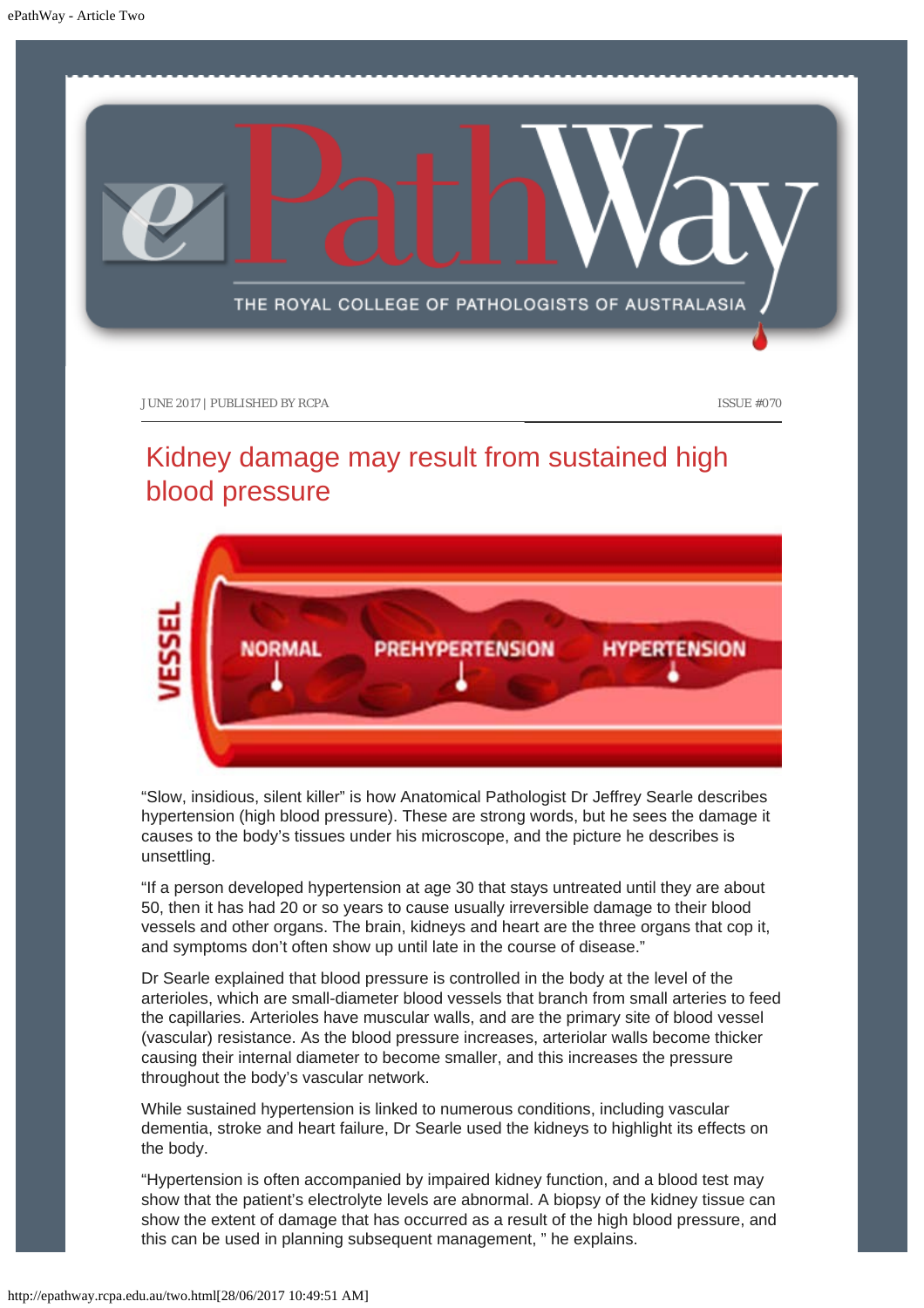JUNE 2017 | PUBLISHED BY RCPA　　ISSUE #070

# Kidney damage may result from sustained high blood pressure

"Slow, insidious, silent killer" is how Anatomical Pathologist Dr Jeffrey Searle describes hypertension (high blood pressure). These are strong words, but he sees the damage it causes to the body's tissues under his microscope, and the picture he describes is unsettling.

"If a person developed hypertension at age 30 that stays untreated until they are about 50, then it has had 20 or so years to cause usually irreversible damage to their blood vessels and other organs. The brain, kidneys and heart are the three organs that cop it, and symptoms don't often show up until late in the course of disease."

Dr Searle explained that blood pressure is controlled in the body at the level of the arterioles, which are small-diameter blood vessels that branch from small arteries to feed the capillaries. Arterioles have muscular walls, and are the primary site of blood vessel (vascular) resistance. As the blood pressure increases, arteriolar walls become thicker causing their internal diameter to become smaller, and this increases the pressure throughout the body's vascular network.

While sustained hypertension is linked to numerous conditions, including vascular dementia, stroke and heart failure, Dr Searle used the kidneys to highlight its effects on the body.

"Hypertension is often accompanied by impaired kidney function, and a blood test may show that the patient's electrolyte levels are abnormal. A biopsy of the kidney tissue can show the extent of damage that has occurred as a result of the high blood pressure, and this can be used in planning subsequent management, " he explains.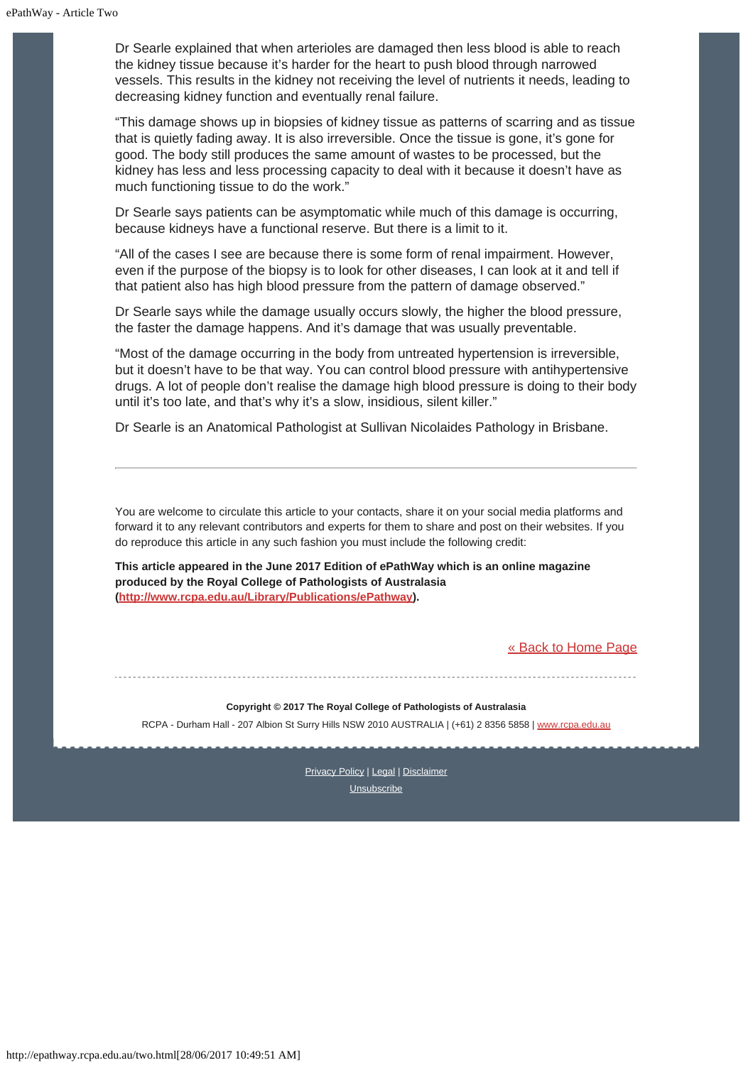Dr Searle explained that when arterioles are damaged then less blood is able to reach the kidney tissue because it's harder for the heart to push blood through narrowed vessels. This results in the kidney not receiving the level of nutrients it needs, leading to decreasing kidney function and eventually renal failure.

"This damage shows up in biopsies of kidney tissue as patterns of scarring and as tissue that is quietly fading away. It is also irreversible. Once the tissue is gone, it's gone for good. The body still produces the same amount of wastes to be processed, but the kidney has less and less processing capacity to deal with it because it doesn't have as much functioning tissue to do the work."

Dr Searle says patients can be asymptomatic while much of this damage is occurring, because kidneys have a functional reserve. But there is a limit to it.

"All of the cases I see are because there is some form of renal impairment. However, even if the purpose of the biopsy is to look for other diseases, I can look at it and tell if that patient also has high blood pressure from the pattern of damage observed."

Dr Searle says while the damage usually occurs slowly, the higher the blood pressure, the faster the damage happens. And it's damage that was usually preventable.

"Most of the damage occurring in the body from untreated hypertension is irreversible, but it doesn't have to be that way. You can control blood pressure with antihypertensive drugs. A lot of people don't realise the damage high blood pressure is doing to their body until it's too late, and that's why it's a slow, insidious, silent killer."

Dr Searle is an Anatomical Pathologist at Sullivan Nicolaides Pathology in Brisbane.

---

You are welcome to circulate this article to your contacts, share it on your social media platforms and forward it to any relevant contributors and experts for them to share and post on their websites. If you do reproduce this article in any such fashion you must include the following credit:

**This article appeared in the June 2017 Edition of ePathWay which is an online magazine produced by the Royal College of Pathologists of Australasia (http://www.rcpa.edu.au/Library/Publications/ePathway).**

« Back to Home Page

**Copyright © 2017 The Royal College of Pathologists of Australasia**

RCPA - Durham Hall - 207 Albion St Surry Hills NSW 2010 AUSTRALIA | (+61) 2 8356 5858 | www.rcpa.edu.au

Privacy Policy | Legal | Disclaimer

Unsubscribe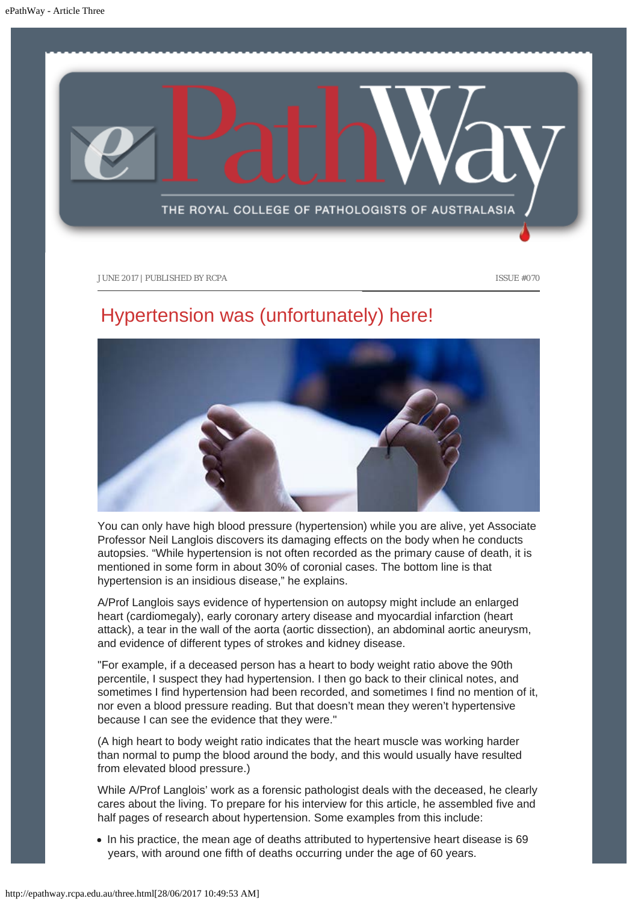JUNE 2017 | PUBLISHED BY RCPA ISSUE #070

# Hypertension was (unfortunately) here!

You can only have high blood pressure (hypertension) while you are alive, yet Associate Professor Neil Langlois discovers its damaging effects on the body when he conducts autopsies. "While hypertension is not often recorded as the primary cause of death, it is mentioned in some form in about 30% of coronial cases. The bottom line is that hypertension is an insidious disease," he explains.

A/Prof Langlois says evidence of hypertension on autopsy might include an enlarged heart (cardiomegaly), early coronary artery disease and myocardial infarction (heart attack), a tear in the wall of the aorta (aortic dissection), an abdominal aortic aneurysm, and evidence of different types of strokes and kidney disease.

"For example, if a deceased person has a heart to body weight ratio above the 90th percentile, I suspect they had hypertension. I then go back to their clinical notes, and sometimes I find hypertension had been recorded, and sometimes I find no mention of it, nor even a blood pressure reading. But that doesn't mean they weren't hypertensive because I can see the evidence that they were."

(A high heart to body weight ratio indicates that the heart muscle was working harder than normal to pump the blood around the body, and this would usually have resulted from elevated blood pressure.)

While A/Prof Langlois' work as a forensic pathologist deals with the deceased, he clearly cares about the living. To prepare for his interview for this article, he assembled five and half pages of research about hypertension. Some examples from this include:

- In his practice, the mean age of deaths attributed to hypertensive heart disease is 69 years, with around one fifth of deaths occurring under the age of 60 years.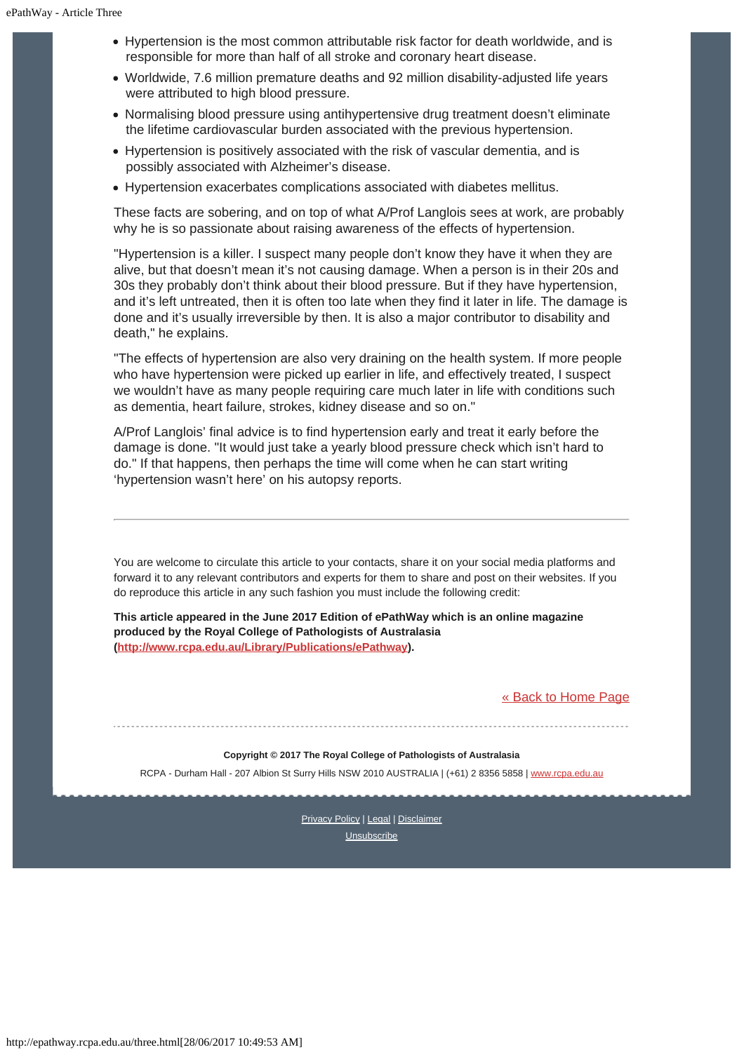- Hypertension is the most common attributable risk factor for death worldwide, and is responsible for more than half of all stroke and coronary heart disease.
- Worldwide, 7.6 million premature deaths and 92 million disability-adjusted life years were attributed to high blood pressure.
- Normalising blood pressure using antihypertensive drug treatment doesn't eliminate the lifetime cardiovascular burden associated with the previous hypertension.
- Hypertension is positively associated with the risk of vascular dementia, and is possibly associated with Alzheimer's disease.
- Hypertension exacerbates complications associated with diabetes mellitus.

These facts are sobering, and on top of what A/Prof Langlois sees at work, are probably why he is so passionate about raising awareness of the effects of hypertension.

"Hypertension is a killer. I suspect many people don't know they have it when they are alive, but that doesn't mean it's not causing damage. When a person is in their 20s and 30s they probably don't think about their blood pressure. But if they have hypertension, and it's left untreated, then it is often too late when they find it later in life. The damage is done and it's usually irreversible by then. It is also a major contributor to disability and death," he explains.

"The effects of hypertension are also very draining on the health system. If more people who have hypertension were picked up earlier in life, and effectively treated, I suspect we wouldn't have as many people requiring care much later in life with conditions such as dementia, heart failure, strokes, kidney disease and so on."

A/Prof Langlois' final advice is to find hypertension early and treat it early before the damage is done. "It would just take a yearly blood pressure check which isn't hard to do." If that happens, then perhaps the time will come when he can start writing 'hypertension wasn't here' on his autopsy reports.

---

You are welcome to circulate this article to your contacts, share it on your social media platforms and forward it to any relevant contributors and experts for them to share and post on their websites. If you do reproduce this article in any such fashion you must include the following credit:

**This article appeared in the June 2017 Edition of ePathWay which is an online magazine produced by the Royal College of Pathologists of Australasia ([http://www.rcpa.edu.au/Library/Publications/ePathway](http://www.rcpa.edu.au/Library/Publications/ePathway)).**

[« Back to Home Page](#)

**Copyright © 2017 The Royal College of Pathologists of Australasia**

RCPA - Durham Hall - 207 Albion St Surry Hills NSW 2010 AUSTRALIA | (+61) 2 8356 5858 | [www.rcpa.edu.au](http://www.rcpa.edu.au)

Privacy Policy | Legal | Disclaimer

Unsubscribe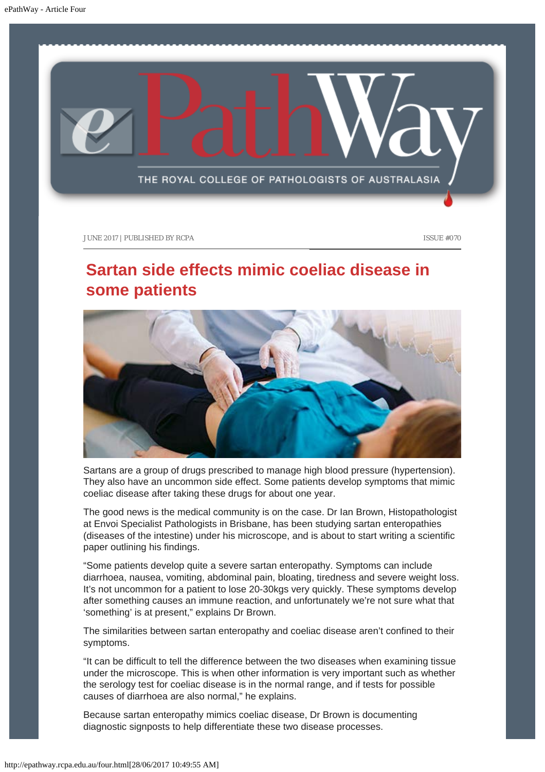JUNE 2017 | PUBLISHED BY RCPA ISSUE #070

# Sartan side effects mimic coeliac disease in some patients

Sartans are a group of drugs prescribed to manage high blood pressure (hypertension). They also have an uncommon side effect. Some patients develop symptoms that mimic coeliac disease after taking these drugs for about one year.

The good news is the medical community is on the case. Dr Ian Brown, Histopathologist at Envoi Specialist Pathologists in Brisbane, has been studying sartan enteropathies (diseases of the intestine) under his microscope, and is about to start writing a scientific paper outlining his findings.

"Some patients develop quite a severe sartan enteropathy. Symptoms can include diarrhoea, nausea, vomiting, abdominal pain, bloating, tiredness and severe weight loss. It's not uncommon for a patient to lose 20-30kgs very quickly. These symptoms develop after something causes an immune reaction, and unfortunately we're not sure what that 'something' is at present," explains Dr Brown.

The similarities between sartan enteropathy and coeliac disease aren't confined to their symptoms.

"It can be difficult to tell the difference between the two diseases when examining tissue under the microscope. This is when other information is very important such as whether the serology test for coeliac disease is in the normal range, and if tests for possible causes of diarrhoea are also normal," he explains.

Because sartan enteropathy mimics coeliac disease, Dr Brown is documenting diagnostic signposts to help differentiate these two disease processes.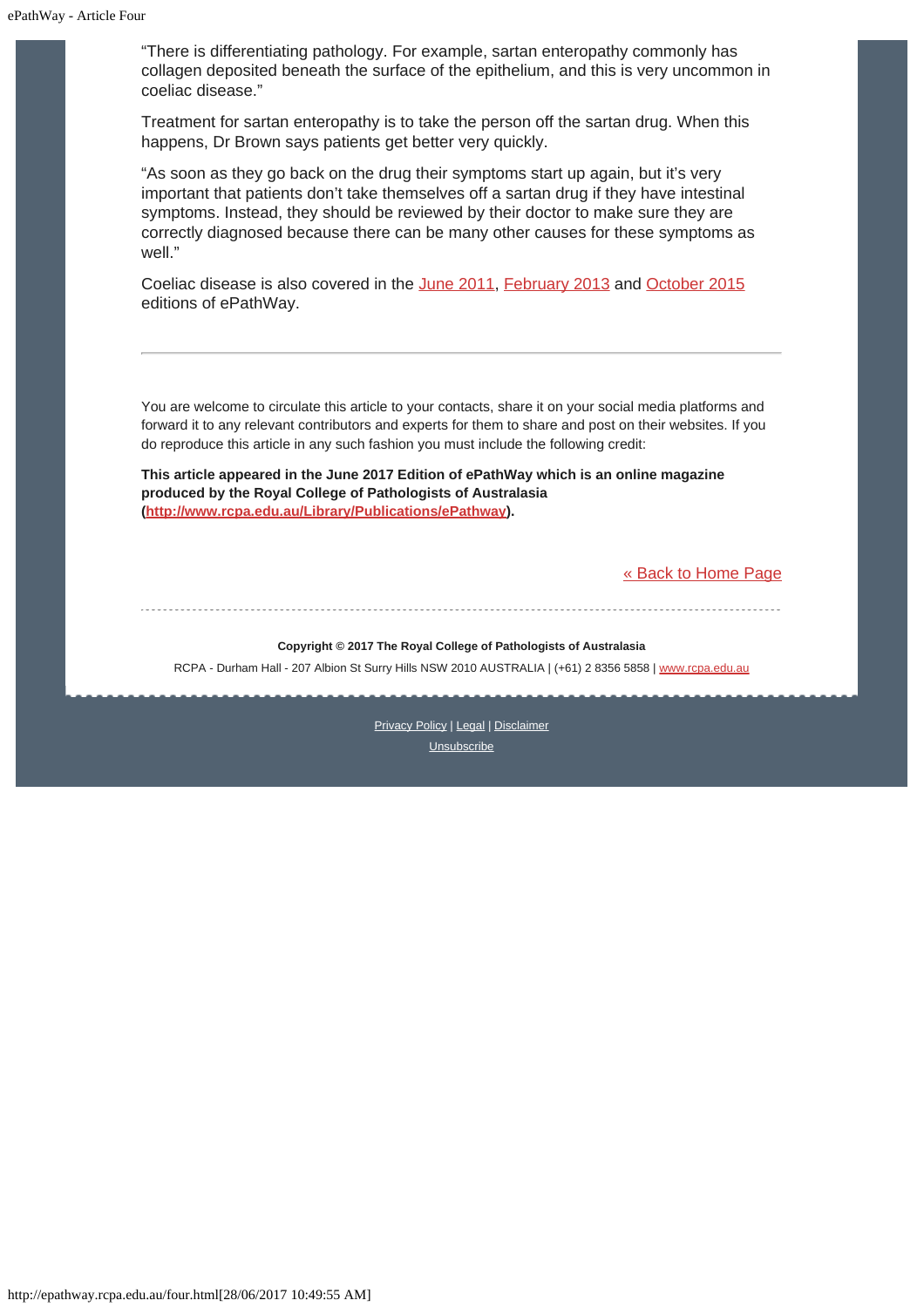"There is differentiating pathology. For example, sartan enteropathy commonly has collagen deposited beneath the surface of the epithelium, and this is very uncommon in coeliac disease."

Treatment for sartan enteropathy is to take the person off the sartan drug. When this happens, Dr Brown says patients get better very quickly.

"As soon as they go back on the drug their symptoms start up again, but it's very important that patients don't take themselves off a sartan drug if they have intestinal symptoms. Instead, they should be reviewed by their doctor to make sure they are correctly diagnosed because there can be many other causes for these symptoms as well."

Coeliac disease is also covered in the June 2011, February 2013 and October 2015 editions of ePathWay.

---

You are welcome to circulate this article to your contacts, share it on your social media platforms and forward it to any relevant contributors and experts for them to share and post on their websites. If you do reproduce this article in any such fashion you must include the following credit:

**This article appeared in the June 2017 Edition of ePathWay which is an online magazine produced by the Royal College of Pathologists of Australasia (http://www.rcpa.edu.au/Library/Publications/ePathway).**

« Back to Home Page

**Copyright © 2017 The Royal College of Pathologists of Australasia**

RCPA - Durham Hall - 207 Albion St Surry Hills NSW 2010 AUSTRALIA | (+61) 2 8356 5858 | www.rcpa.edu.au

Privacy Policy | Legal | Disclaimer

Unsubscribe